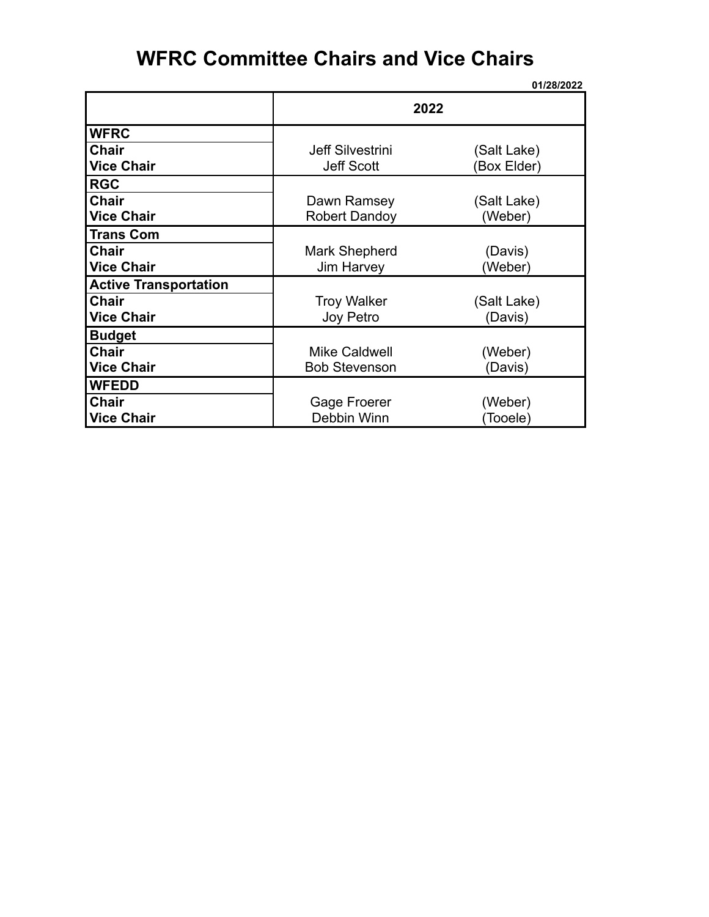# WFRC Committee Chairs and Vice Chairs

01/28/2022

| | 2022 | |
|---|---|---|
| **WFRC** | | |
| **Chair** | Jeff Silvestrini | (Salt Lake) |
| **Vice Chair** | Jeff Scott | (Box Elder) |
| **RGC** | | |
| **Chair** | Dawn Ramsey | (Salt Lake) |
| **Vice Chair** | Robert Dandoy | (Weber) |
| **Trans Com** | | |
| **Chair** | Mark Shepherd | (Davis) |
| **Vice Chair** | Jim Harvey | (Weber) |
| **Active Transportation** | | |
| **Chair** | Troy Walker | (Salt Lake) |
| **Vice Chair** | Joy Petro | (Davis) |
| **Budget** | | |
| **Chair** | Mike Caldwell | (Weber) |
| **Vice Chair** | Bob Stevenson | (Davis) |
| **WFEDD** | | |
| **Chair** | Gage Froerer | (Weber) |
| **Vice Chair** | Debbin Winn | (Tooele) |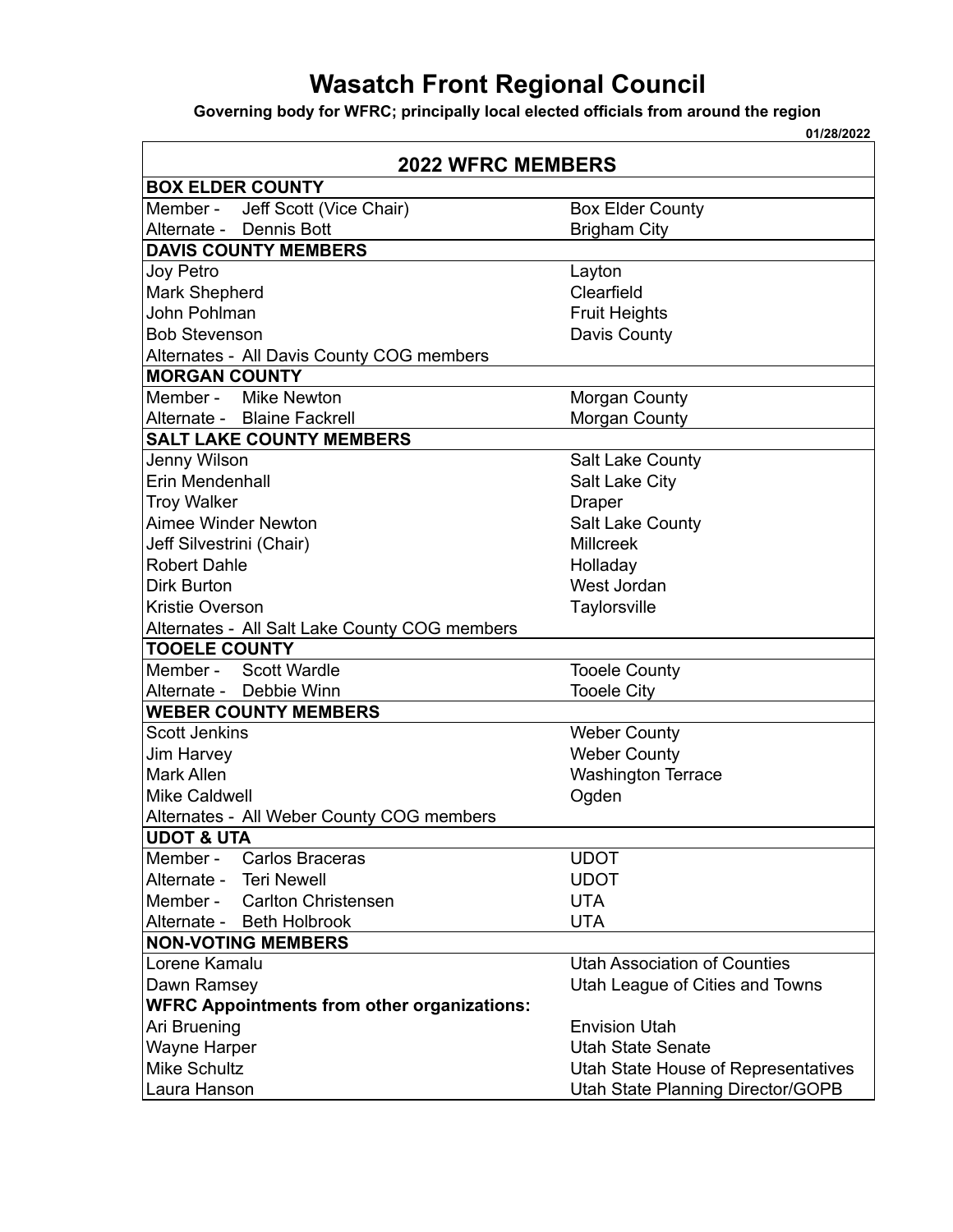# Wasatch Front Regional Council

**Governing body for WFRC; principally local elected officials from around the region**

**01/28/2022**

| 2022 WFRC MEMBERS | |
|---|---|
| **BOX ELDER COUNTY** | |
| Member - Jeff Scott (Vice Chair) | Box Elder County |
| Alternate - Dennis Bott | Brigham City |
| **DAVIS COUNTY MEMBERS** | |
| Joy Petro | Layton |
| Mark Shepherd | Clearfield |
| John Pohlman | Fruit Heights |
| Bob Stevenson | Davis County |
| Alternates - All Davis County COG members | |
| **MORGAN COUNTY** | |
| Member - Mike Newton | Morgan County |
| Alternate - Blaine Fackrell | Morgan County |
| **SALT LAKE COUNTY MEMBERS** | |
| Jenny Wilson | Salt Lake County |
| Erin Mendenhall | Salt Lake City |
| Troy Walker | Draper |
| Aimee Winder Newton | Salt Lake County |
| Jeff Silvestrini (Chair) | Millcreek |
| Robert Dahle | Holladay |
| Dirk Burton | West Jordan |
| Kristie Overson | Taylorsville |
| Alternates - All Salt Lake County COG members | |
| **TOOELE COUNTY** | |
| Member - Scott Wardle | Tooele County |
| Alternate - Debbie Winn | Tooele City |
| **WEBER COUNTY MEMBERS** | |
| Scott Jenkins | Weber County |
| Jim Harvey | Weber County |
| Mark Allen | Washington Terrace |
| Mike Caldwell | Ogden |
| Alternates - All Weber County COG members | |
| **UDOT & UTA** | |
| Member - Carlos Braceras | UDOT |
| Alternate - Teri Newell | UDOT |
| Member - Carlton Christensen | UTA |
| Alternate - Beth Holbrook | UTA |
| **NON-VOTING MEMBERS** | |
| Lorene Kamalu | Utah Association of Counties |
| Dawn Ramsey | Utah League of Cities and Towns |
| **WFRC Appointments from other organizations:** | |
| Ari Bruening | Envision Utah |
| Wayne Harper | Utah State Senate |
| Mike Schultz | Utah State House of Representatives |
| Laura Hanson | Utah State Planning Director/GOPB |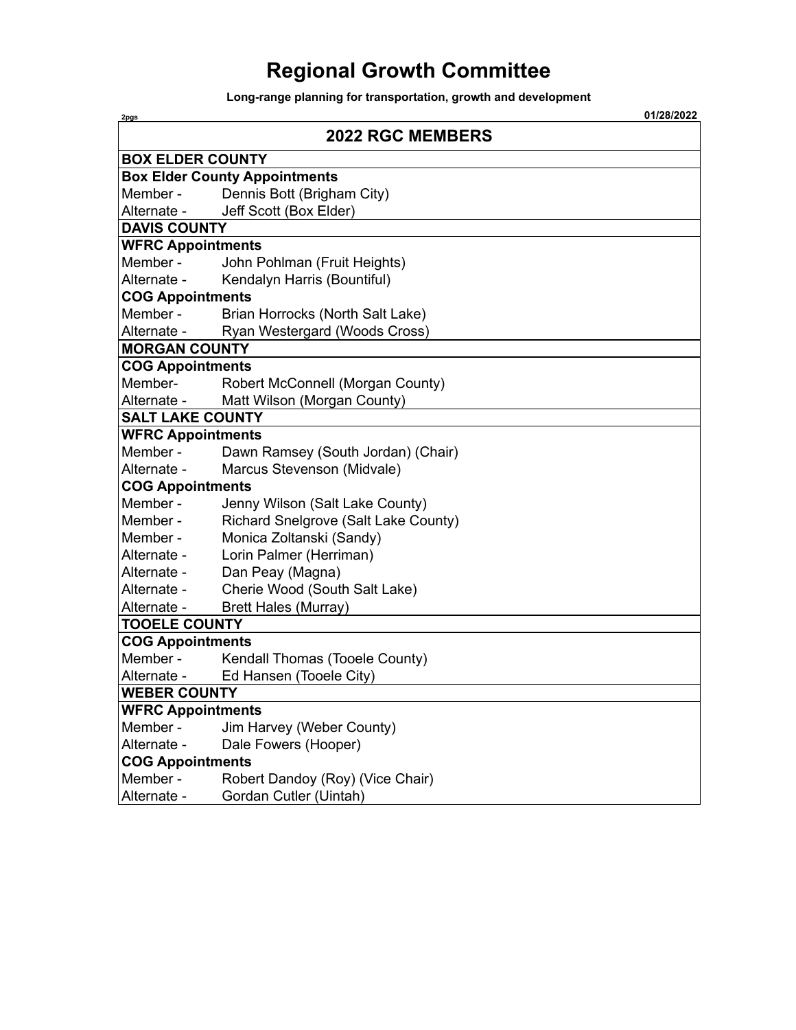# Regional Growth Committee

**Long-range planning for transportation, growth and development**

2pgs | 01/28/2022

## 2022 RGC MEMBERS

**BOX ELDER COUNTY**

**Box Elder County Appointments**

Member - Dennis Bott (Brigham City)
Alternate - Jeff Scott (Box Elder)

**DAVIS COUNTY**

**WFRC Appointments**

Member - John Pohlman (Fruit Heights)
Alternate - Kendalyn Harris (Bountiful)

**COG Appointments**

Member - Brian Horrocks (North Salt Lake)
Alternate - Ryan Westergard (Woods Cross)

**MORGAN COUNTY**

**COG Appointments**

Member- Robert McConnell (Morgan County)
Alternate - Matt Wilson (Morgan County)

**SALT LAKE COUNTY**

**WFRC Appointments**

Member - Dawn Ramsey (South Jordan) (Chair)
Alternate - Marcus Stevenson (Midvale)

**COG Appointments**

Member - Jenny Wilson (Salt Lake County)
Member - Richard Snelgrove (Salt Lake County)
Member - Monica Zoltanski (Sandy)
Alternate - Lorin Palmer (Herriman)
Alternate - Dan Peay (Magna)
Alternate - Cherie Wood (South Salt Lake)
Alternate - Brett Hales (Murray)

**TOOELE COUNTY**

**COG Appointments**

Member - Kendall Thomas (Tooele County)
Alternate - Ed Hansen (Tooele City)

**WEBER COUNTY**

**WFRC Appointments**

Member - Jim Harvey (Weber County)
Alternate - Dale Fowers (Hooper)

**COG Appointments**

Member - Robert Dandoy (Roy) (Vice Chair)
Alternate - Gordan Cutler (Uintah)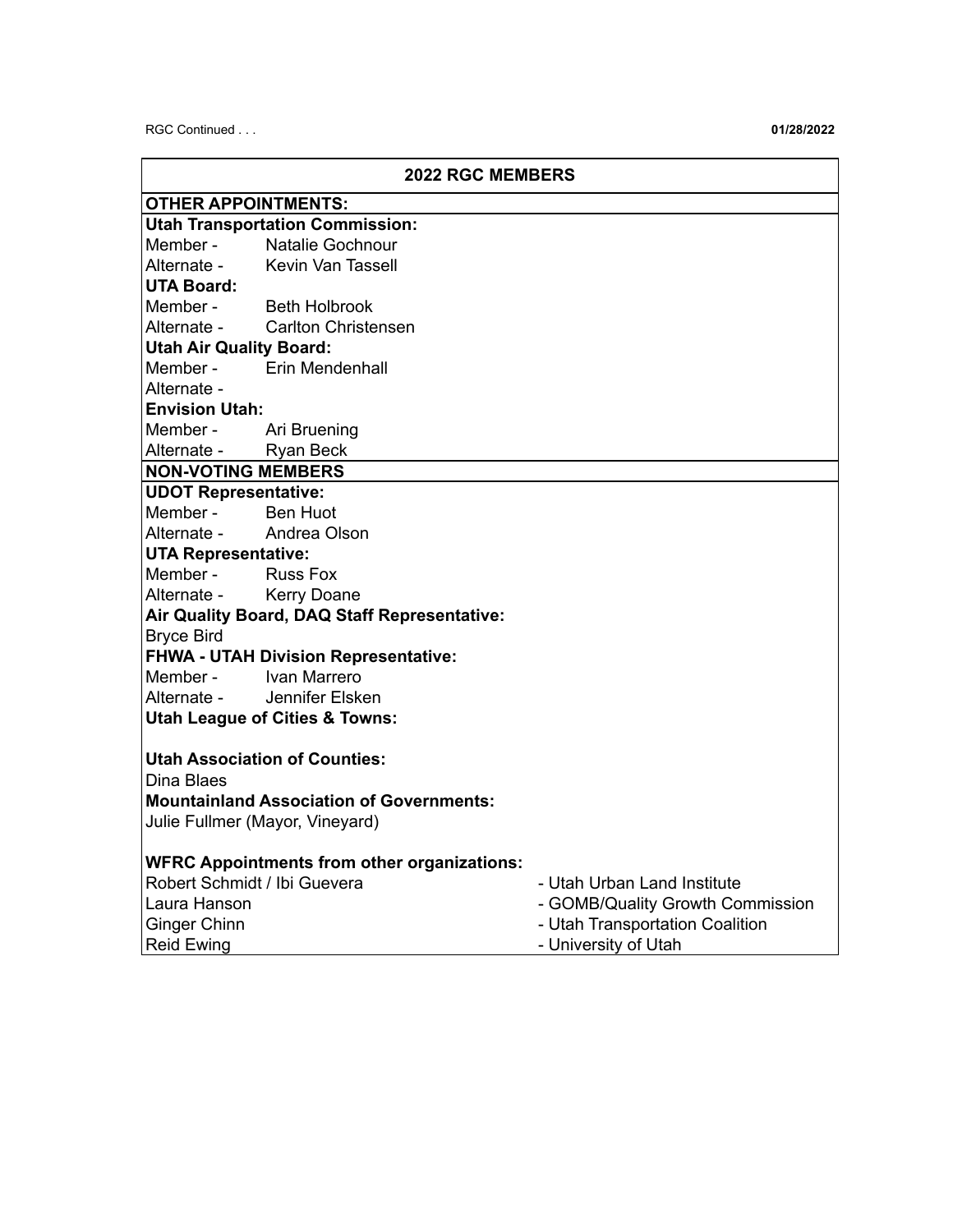## 2022 RGC MEMBERS

**OTHER APPOINTMENTS:**

**Utah Transportation Commission:**
Member - Natalie Gochnour
Alternate - Kevin Van Tassell

**UTA Board:**
Member - Beth Holbrook
Alternate - Carlton Christensen

**Utah Air Quality Board:**
Member - Erin Mendenhall
Alternate -

**Envision Utah:**
Member - Ari Bruening
Alternate - Ryan Beck

**NON-VOTING MEMBERS**

**UDOT Representative:**
Member - Ben Huot
Alternate - Andrea Olson

**UTA Representative:**
Member - Russ Fox
Alternate - Kerry Doane

**Air Quality Board, DAQ Staff Representative:**
Bryce Bird

**FHWA - UTAH Division Representative:**
Member - Ivan Marrero
Alternate - Jennifer Elsken

**Utah League of Cities & Towns:**

**Utah Association of Counties:**
Dina Blaes

**Mountainland Association of Governments:**
Julie Fullmer (Mayor, Vineyard)

**WFRC Appointments from other organizations:**

| | |
|---|---|
| Robert Schmidt / Ibi Guevera | - Utah Urban Land Institute |
| Laura Hanson | - GOMB/Quality Growth Commission |
| Ginger Chinn | - Utah Transportation Coalition |
| Reid Ewing | - University of Utah |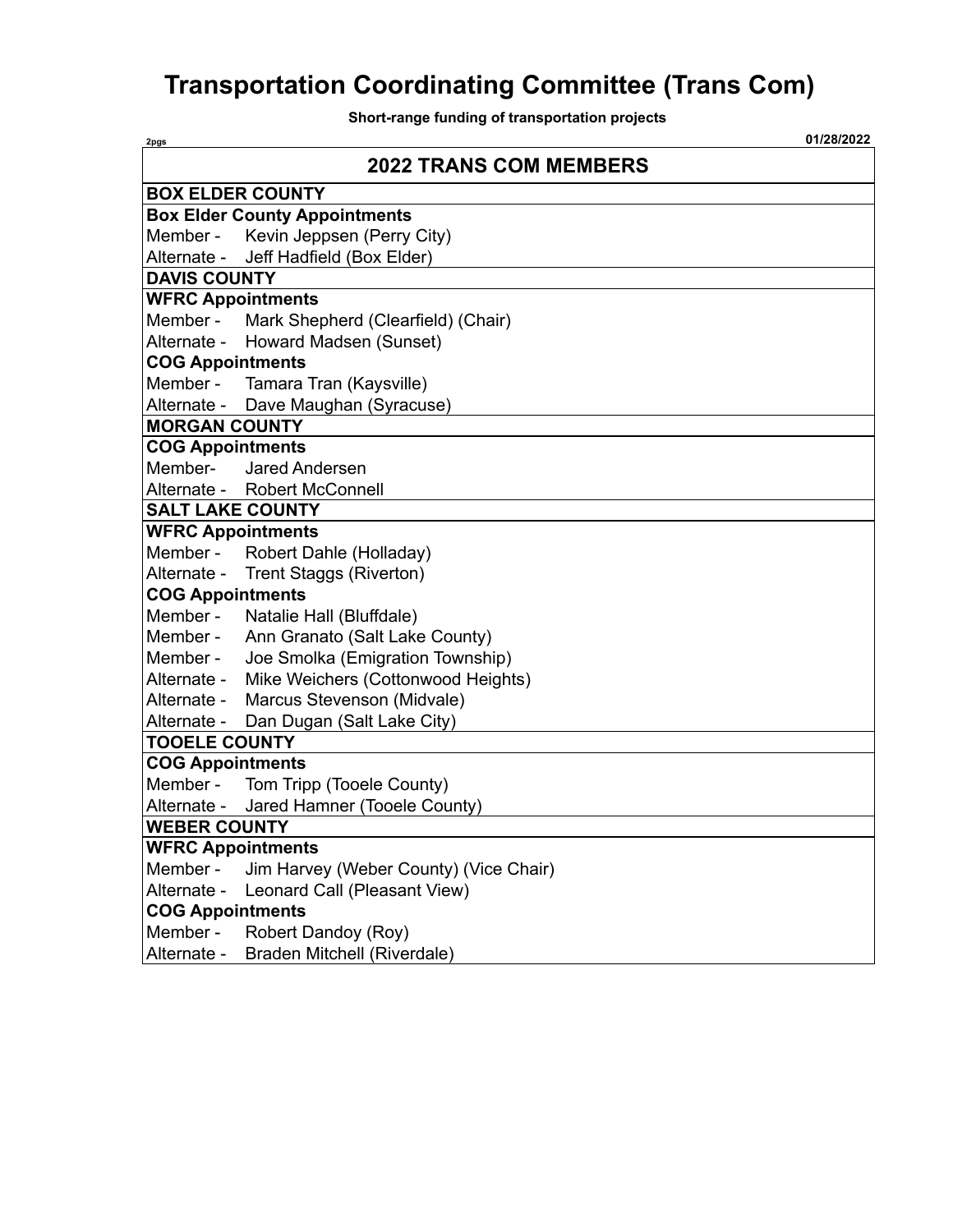# Transportation Coordinating Committee (Trans Com)

**Short-range funding of transportation projects**

2pgs 01/28/2022

## 2022 TRANS COM MEMBERS

**BOX ELDER COUNTY**

**Box Elder County Appointments**

Member - Kevin Jeppsen (Perry City)
Alternate - Jeff Hadfield (Box Elder)

**DAVIS COUNTY**

**WFRC Appointments**

Member - Mark Shepherd (Clearfield) (Chair)
Alternate - Howard Madsen (Sunset)

**COG Appointments**

Member - Tamara Tran (Kaysville)
Alternate - Dave Maughan (Syracuse)

**MORGAN COUNTY**

**COG Appointments**

Member- Jared Andersen
Alternate - Robert McConnell

**SALT LAKE COUNTY**

**WFRC Appointments**

Member - Robert Dahle (Holladay)
Alternate - Trent Staggs (Riverton)

**COG Appointments**

Member - Natalie Hall (Bluffdale)
Member - Ann Granato (Salt Lake County)
Member - Joe Smolka (Emigration Township)
Alternate - Mike Weichers (Cottonwood Heights)
Alternate - Marcus Stevenson (Midvale)
Alternate - Dan Dugan (Salt Lake City)

**TOOELE COUNTY**

**COG Appointments**

Member - Tom Tripp (Tooele County)
Alternate - Jared Hamner (Tooele County)

**WEBER COUNTY**

**WFRC Appointments**

Member - Jim Harvey (Weber County) (Vice Chair)
Alternate - Leonard Call (Pleasant View)

**COG Appointments**

Member - Robert Dandoy (Roy)
Alternate - Braden Mitchell (Riverdale)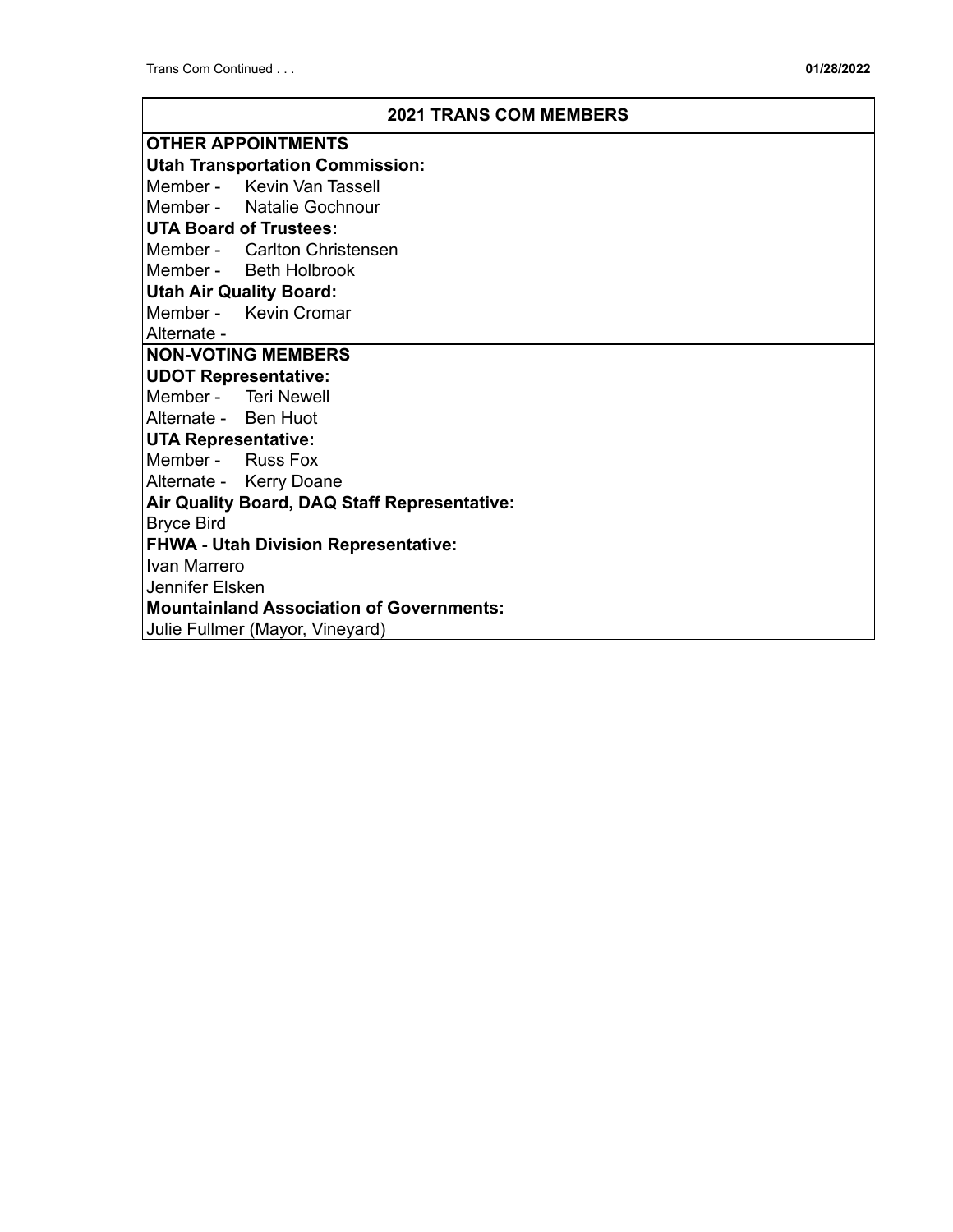| 2021 TRANS COM MEMBERS |
|---|
| **OTHER APPOINTMENTS** |
| **Utah Transportation Commission:** |
| Member - Kevin Van Tassell |
| Member - Natalie Gochnour |
| **UTA Board of Trustees:** |
| Member - Carlton Christensen |
| Member - Beth Holbrook |
| **Utah Air Quality Board:** |
| Member - Kevin Cromar |
| Alternate - |
| **NON-VOTING MEMBERS** |
| **UDOT Representative:** |
| Member - Teri Newell |
| Alternate - Ben Huot |
| **UTA Representative:** |
| Member - Russ Fox |
| Alternate - Kerry Doane |
| **Air Quality Board, DAQ Staff Representative:** |
| Bryce Bird |
| **FHWA - Utah Division Representative:** |
| Ivan Marrero |
| Jennifer Elsken |
| **Mountainland Association of Governments:** |
| Julie Fullmer (Mayor, Vineyard) |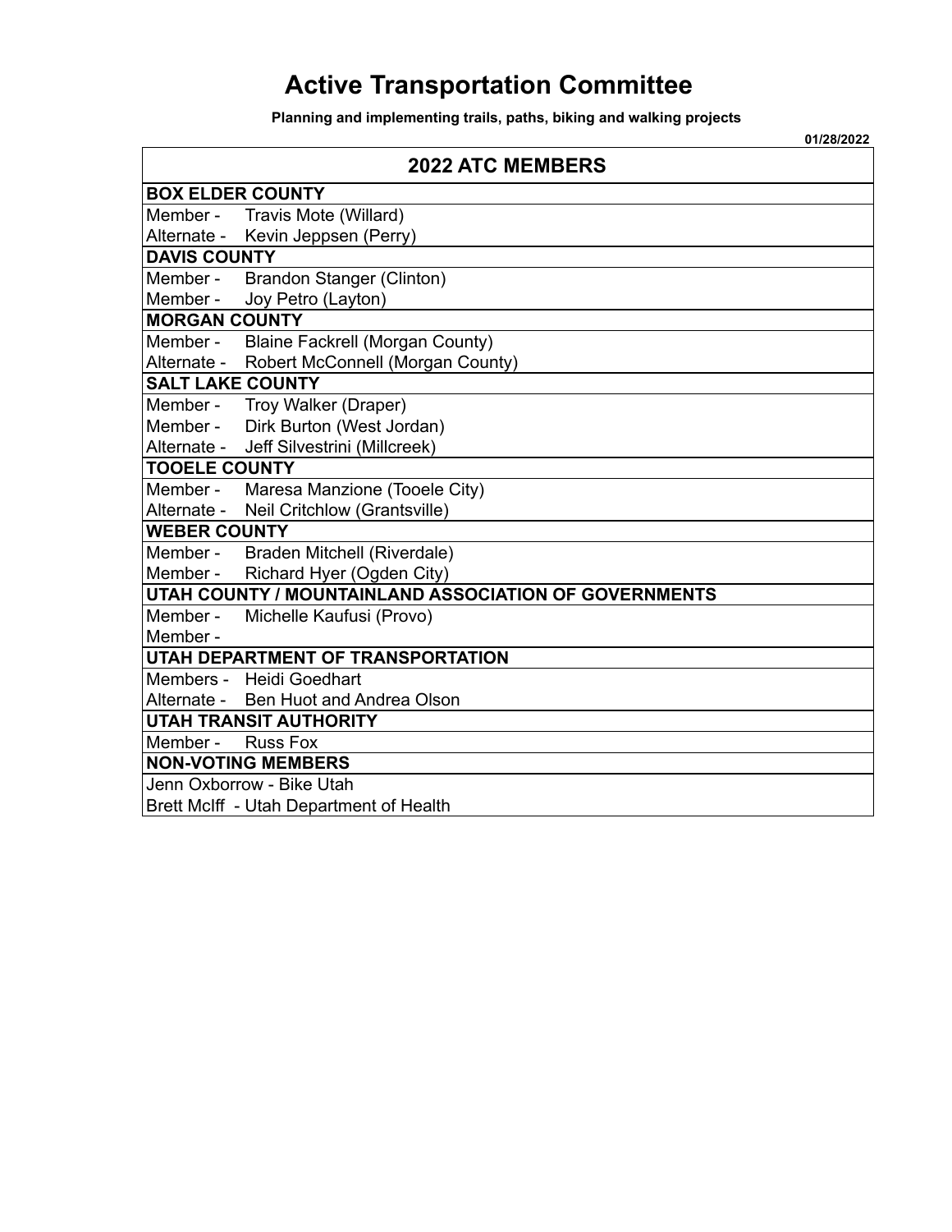# Active Transportation Committee

**Planning and implementing trails, paths, biking and walking projects**

**01/28/2022**

| 2022 ATC MEMBERS | |
|---|---|
| **BOX ELDER COUNTY** | |
| Member - | Travis Mote (Willard) |
| Alternate - | Kevin Jeppsen (Perry) |
| **DAVIS COUNTY** | |
| Member - | Brandon Stanger (Clinton) |
| Member - | Joy Petro (Layton) |
| **MORGAN COUNTY** | |
| Member - | Blaine Fackrell (Morgan County) |
| Alternate - | Robert McConnell (Morgan County) |
| **SALT LAKE COUNTY** | |
| Member - | Troy Walker (Draper) |
| Member - | Dirk Burton (West Jordan) |
| Alternate - | Jeff Silvestrini (Millcreek) |
| **TOOELE COUNTY** | |
| Member - | Maresa Manzione (Tooele City) |
| Alternate - | Neil Critchlow (Grantsville) |
| **WEBER COUNTY** | |
| Member - | Braden Mitchell (Riverdale) |
| Member - | Richard Hyer (Ogden City) |
| **UTAH COUNTY / MOUNTAINLAND ASSOCIATION OF GOVERNMENTS** | |
| Member - | Michelle Kaufusi (Provo) |
| Member - | |
| **UTAH DEPARTMENT OF TRANSPORTATION** | |
| Members - | Heidi Goedhart |
| Alternate - | Ben Huot and Andrea Olson |
| **UTAH TRANSIT AUTHORITY** | |
| Member - | Russ Fox |
| **NON-VOTING MEMBERS** | |
| Jenn Oxborrow - Bike Utah | |
| Brett McIff - Utah Department of Health | |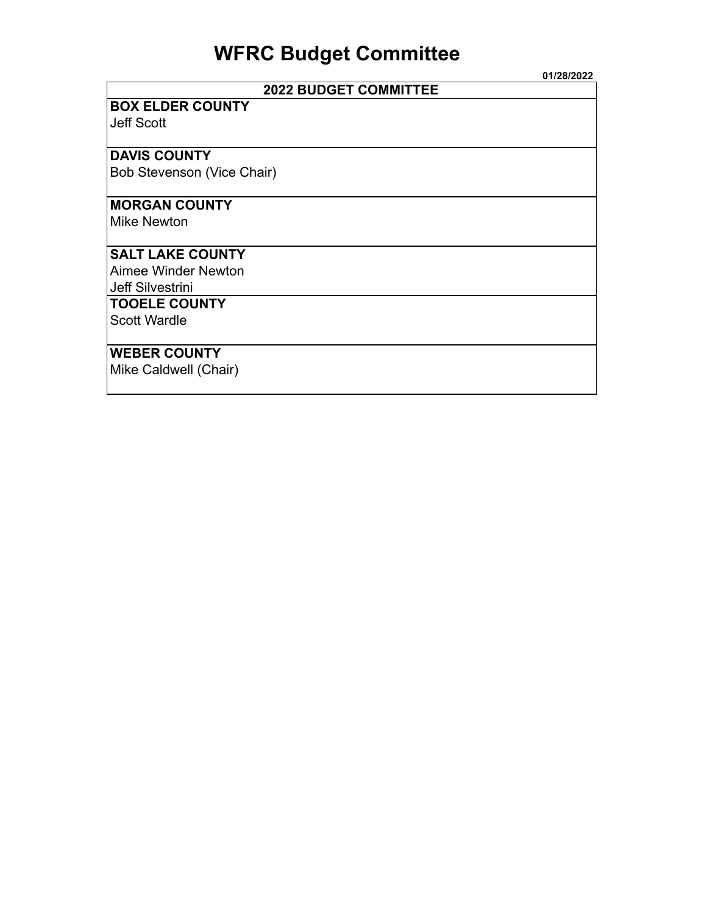# WFRC Budget Committee

01/28/2022

| 2022 BUDGET COMMITTEE |
|---|
| **BOX ELDER COUNTY**<br>Jeff Scott |
| **DAVIS COUNTY**<br>Bob Stevenson (Vice Chair) |
| **MORGAN COUNTY**<br>Mike Newton |
| **SALT LAKE COUNTY**<br>Aimee Winder Newton<br>Jeff Silvestrini |
| **TOOELE COUNTY**<br>Scott Wardle |
| **WEBER COUNTY**<br>Mike Caldwell (Chair) |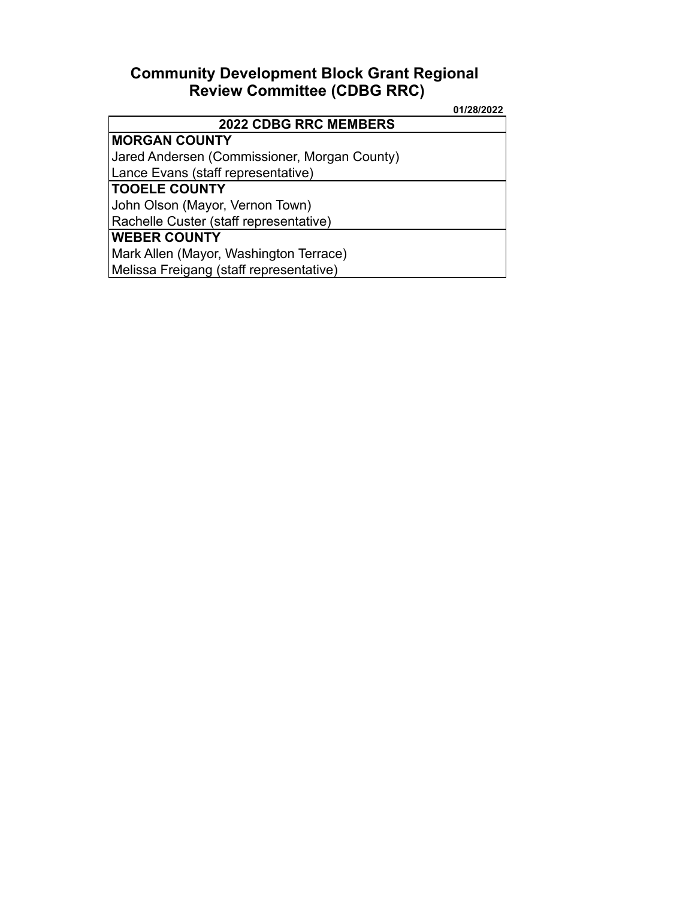# Community Development Block Grant Regional Review Committee (CDBG RRC)

**01/28/2022**

| 2022 CDBG RRC MEMBERS |
|---|
| **MORGAN COUNTY** |
| Jared Andersen (Commissioner, Morgan County) |
| Lance Evans (staff representative) |
| **TOOELE COUNTY** |
| John Olson (Mayor, Vernon Town) |
| Rachelle Custer (staff representative) |
| **WEBER COUNTY** |
| Mark Allen (Mayor, Washington Terrace) |
| Melissa Freigang (staff representative) |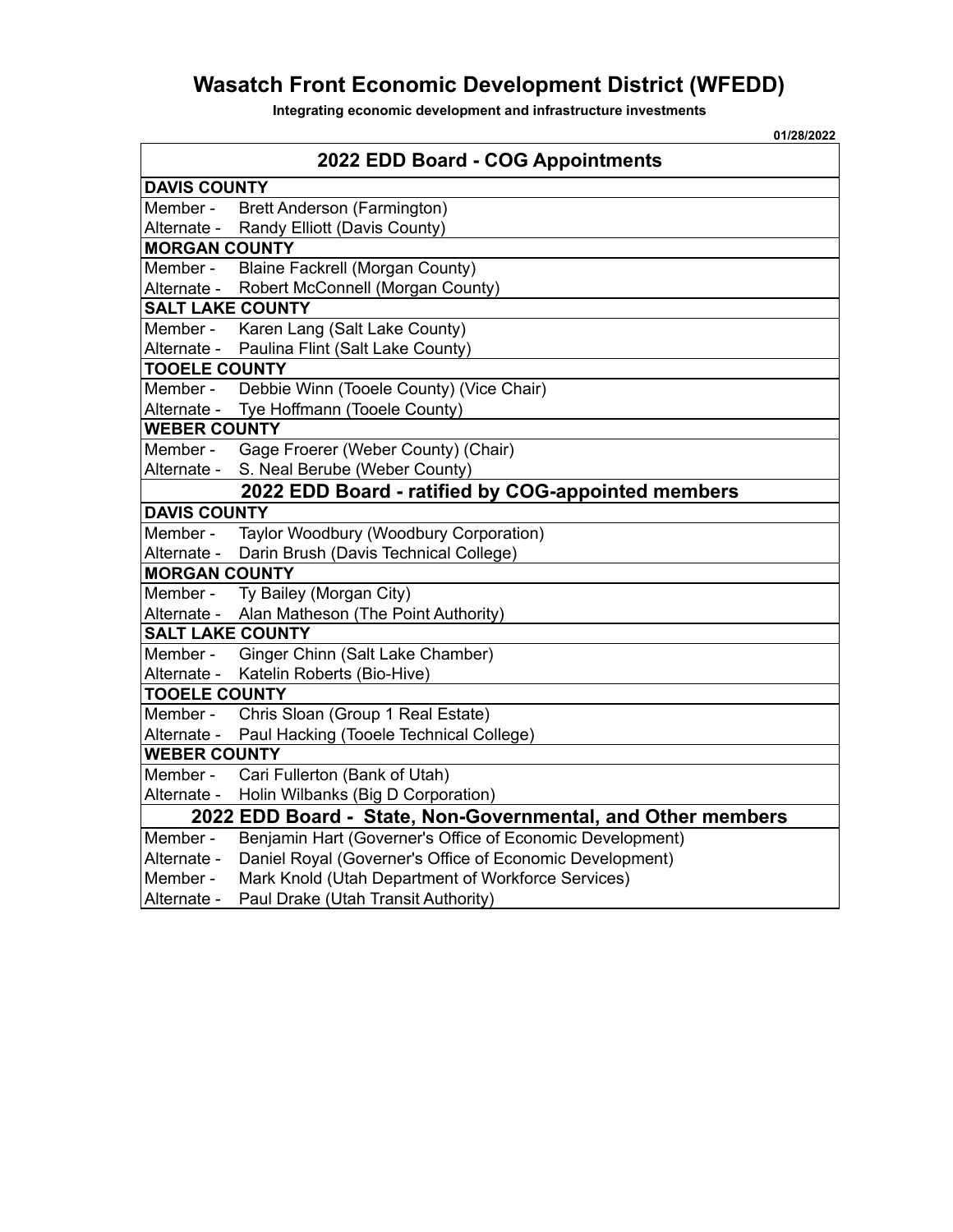# Wasatch Front Economic Development District (WFEDD)

**Integrating economic development and infrastructure investments**

**01/28/2022**

| 2022 EDD Board - COG Appointments | |
|---|---|
| **DAVIS COUNTY** | |
| Member - | Brett Anderson (Farmington) |
| Alternate - | Randy Elliott (Davis County) |
| **MORGAN COUNTY** | |
| Member - | Blaine Fackrell (Morgan County) |
| Alternate - | Robert McConnell (Morgan County) |
| **SALT LAKE COUNTY** | |
| Member - | Karen Lang (Salt Lake County) |
| Alternate - | Paulina Flint (Salt Lake County) |
| **TOOELE COUNTY** | |
| Member - | Debbie Winn (Tooele County) (Vice Chair) |
| Alternate - | Tye Hoffmann (Tooele County) |
| **WEBER COUNTY** | |
| Member - | Gage Froerer (Weber County) (Chair) |
| Alternate - | S. Neal Berube (Weber County) |
| **2022 EDD Board - ratified by COG-appointed members** | |
| **DAVIS COUNTY** | |
| Member - | Taylor Woodbury (Woodbury Corporation) |
| Alternate - | Darin Brush (Davis Technical College) |
| **MORGAN COUNTY** | |
| Member - | Ty Bailey (Morgan City) |
| Alternate - | Alan Matheson (The Point Authority) |
| **SALT LAKE COUNTY** | |
| Member - | Ginger Chinn (Salt Lake Chamber) |
| Alternate - | Katelin Roberts (Bio-Hive) |
| **TOOELE COUNTY** | |
| Member - | Chris Sloan (Group 1 Real Estate) |
| Alternate - | Paul Hacking (Tooele Technical College) |
| **WEBER COUNTY** | |
| Member - | Cari Fullerton (Bank of Utah) |
| Alternate - | Holin Wilbanks (Big D Corporation) |
| **2022 EDD Board - State, Non-Governmental, and Other members** | |
| Member - | Benjamin Hart (Governer's Office of Economic Development) |
| Alternate - | Daniel Royal (Governer's Office of Economic Development) |
| Member - | Mark Knold (Utah Department of Workforce Services) |
| Alternate - | Paul Drake (Utah Transit Authority) |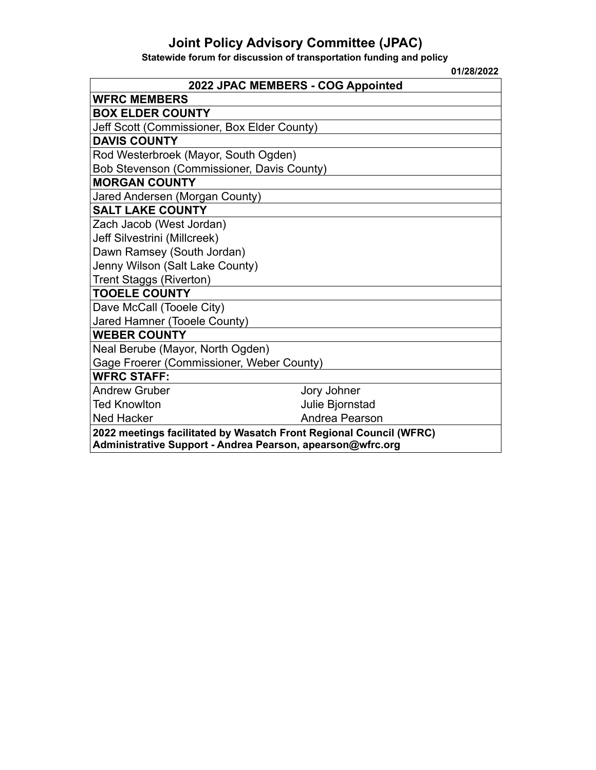# Joint Policy Advisory Committee (JPAC)

**Statewide forum for discussion of transportation funding and policy**

**01/28/2022**

| 2022 JPAC MEMBERS - COG Appointed | |
|---|---|
| **WFRC MEMBERS** | |
| **BOX ELDER COUNTY** | |
| Jeff Scott (Commissioner, Box Elder County) | |
| **DAVIS COUNTY** | |
| Rod Westerbroek (Mayor, South Ogden) | |
| Bob Stevenson (Commissioner, Davis County) | |
| **MORGAN COUNTY** | |
| Jared Andersen (Morgan County) | |
| **SALT LAKE COUNTY** | |
| Zach Jacob (West Jordan) | |
| Jeff Silvestrini (Millcreek) | |
| Dawn Ramsey (South Jordan) | |
| Jenny Wilson (Salt Lake County) | |
| Trent Staggs (Riverton) | |
| **TOOELE COUNTY** | |
| Dave McCall (Tooele City) | |
| Jared Hamner (Tooele County) | |
| **WEBER COUNTY** | |
| Neal Berube (Mayor, North Ogden) | |
| Gage Froerer (Commissioner, Weber County) | |
| **WFRC STAFF:** | |
| Andrew Gruber | Jory Johner |
| Ted Knowlton | Julie Bjornstad |
| Ned Hacker | Andrea Pearson |
| **2022 meetings facilitated by Wasatch Front Regional Council (WFRC)** | |
| **Administrative Support - Andrea Pearson, apearson@wfrc.org** | |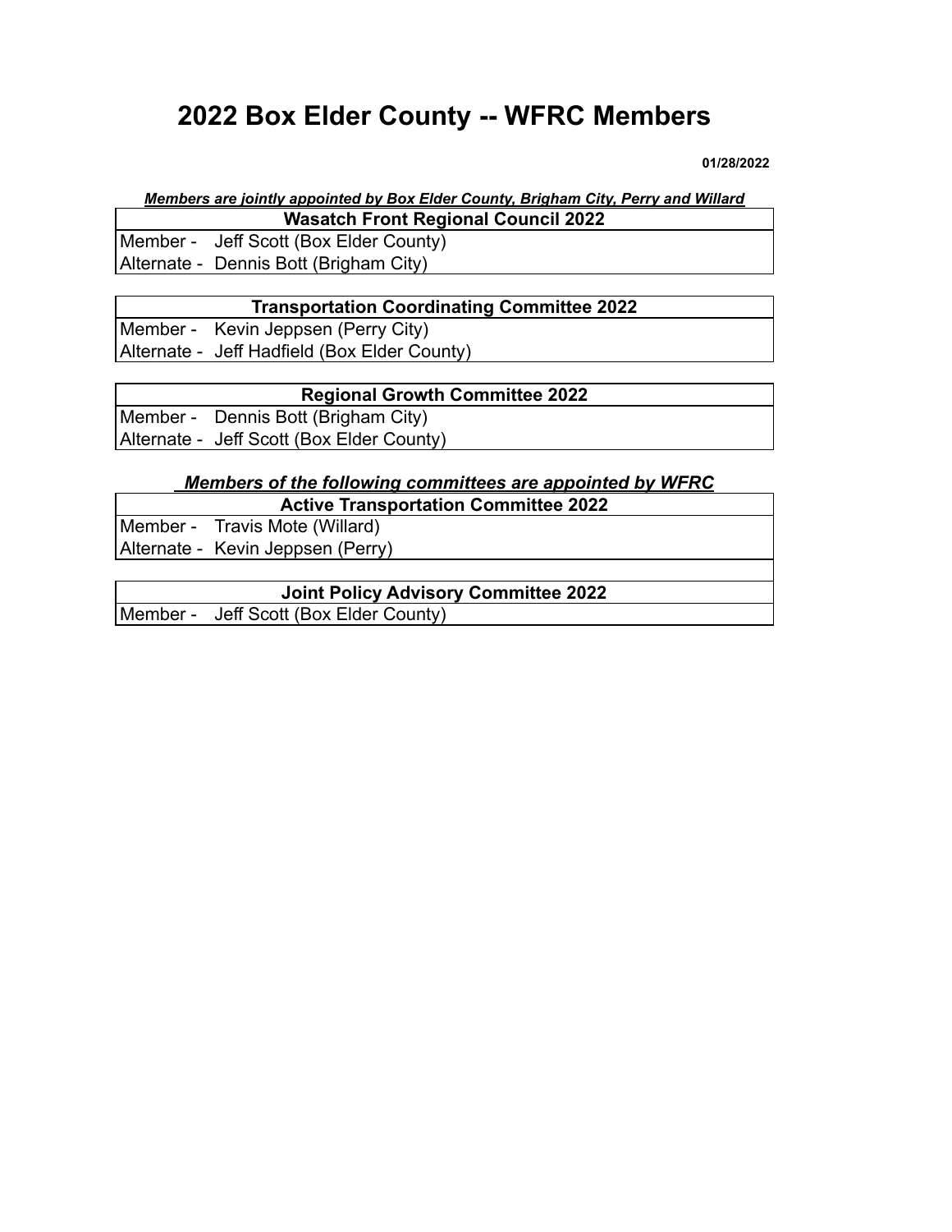# 2022 Box Elder County -- WFRC Members

**01/28/2022**

***Members are jointly appointed by Box Elder County, Brigham City, Perry and Willard***

| Wasatch Front Regional Council 2022 |
|---|
| Member - Jeff Scott (Box Elder County) |
| Alternate - Dennis Bott (Brigham City) |

| Transportation Coordinating Committee 2022 |
|---|
| Member - Kevin Jeppsen (Perry City) |
| Alternate - Jeff Hadfield (Box Elder County) |

| Regional Growth Committee 2022 |
|---|
| Member - Dennis Bott (Brigham City) |
| Alternate - Jeff Scott (Box Elder County) |

***Members of the following committees are appointed by WFRC***

| Active Transportation Committee 2022 |
|---|
| Member - Travis Mote (Willard) |
| Alternate - Kevin Jeppsen (Perry) |

| Joint Policy Advisory Committee 2022 |
|---|
| Member - Jeff Scott (Box Elder County) |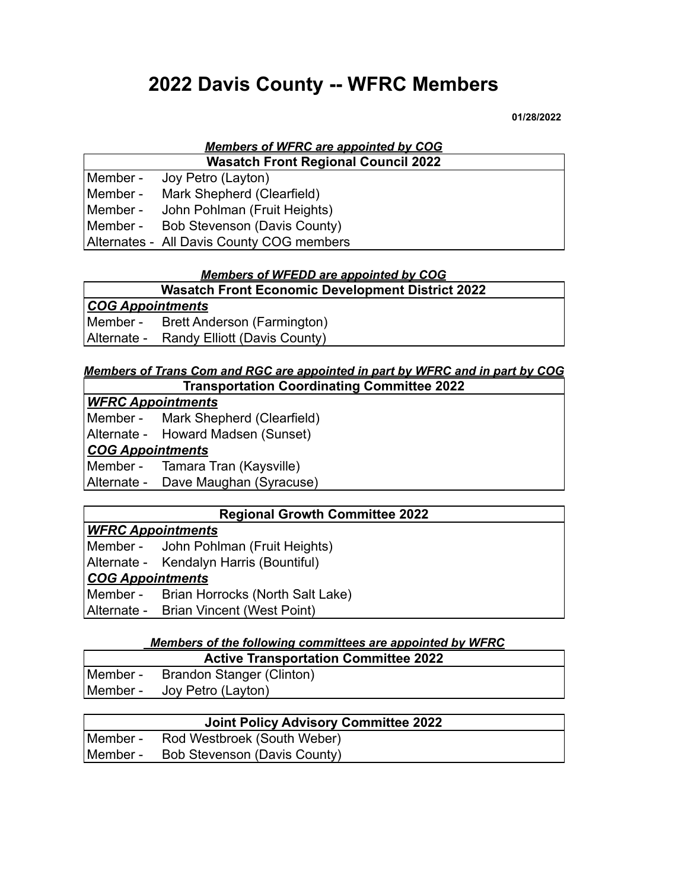# 2022 Davis County -- WFRC Members

**01/28/2022**

***Members of WFRC are appointed by COG***

| Wasatch Front Regional Council 2022 | |
|---|---|
| Member - | Joy Petro (Layton) |
| Member - | Mark Shepherd (Clearfield) |
| Member - | John Pohlman (Fruit Heights) |
| Member - | Bob Stevenson (Davis County) |
| Alternates - | All Davis County COG members |

***Members of WFEDD are appointed by COG***

| Wasatch Front Economic Development District 2022 | |
|---|---|
| ***COG Appointments*** | |
| Member - | Brett Anderson (Farmington) |
| Alternate - | Randy Elliott (Davis County) |

***Members of Trans Com and RGC are appointed in part by WFRC and in part by COG***

| Transportation Coordinating Committee 2022 | |
|---|---|
| ***WFRC Appointments*** | |
| Member - | Mark Shepherd (Clearfield) |
| Alternate - | Howard Madsen (Sunset) |
| ***COG Appointments*** | |
| Member - | Tamara Tran (Kaysville) |
| Alternate - | Dave Maughan (Syracuse) |

| Regional Growth Committee 2022 | |
|---|---|
| ***WFRC Appointments*** | |
| Member - | John Pohlman (Fruit Heights) |
| Alternate - | Kendalyn Harris (Bountiful) |
| ***COG Appointments*** | |
| Member - | Brian Horrocks (North Salt Lake) |
| Alternate - | Brian Vincent (West Point) |

***Members of the following committees are appointed by WFRC***

| Active Transportation Committee 2022 | |
|---|---|
| Member - | Brandon Stanger (Clinton) |
| Member - | Joy Petro (Layton) |

| Joint Policy Advisory Committee 2022 | |
|---|---|
| Member - | Rod Westbroek (South Weber) |
| Member - | Bob Stevenson (Davis County) |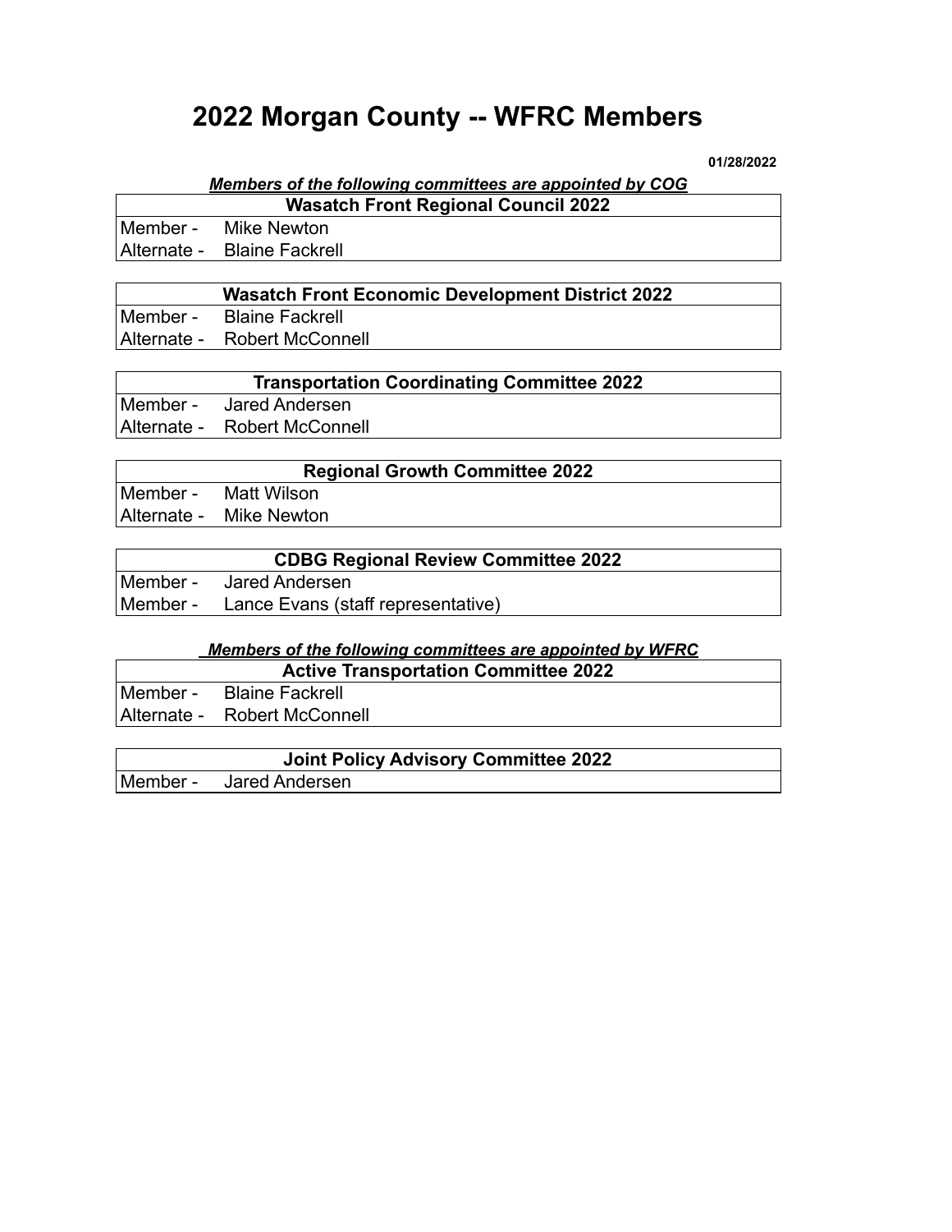# 2022 Morgan County -- WFRC Members

**01/28/2022**

***Members of the following committees are appointed by COG***

| Wasatch Front Regional Council 2022 | |
|---|---|
| Member - | Mike Newton |
| Alternate - | Blaine Fackrell |

| Wasatch Front Economic Development District 2022 | |
|---|---|
| Member - | Blaine Fackrell |
| Alternate - | Robert McConnell |

| Transportation Coordinating Committee 2022 | |
|---|---|
| Member - | Jared Andersen |
| Alternate - | Robert McConnell |

| Regional Growth Committee 2022 | |
|---|---|
| Member - | Matt Wilson |
| Alternate - | Mike Newton |

| CDBG Regional Review Committee 2022 | |
|---|---|
| Member - | Jared Andersen |
| Member - | Lance Evans (staff representative) |

***Members of the following committees are appointed by WFRC***

| Active Transportation Committee 2022 | |
|---|---|
| Member - | Blaine Fackrell |
| Alternate - | Robert McConnell |

| Joint Policy Advisory Committee 2022 | |
|---|---|
| Member - | Jared Andersen |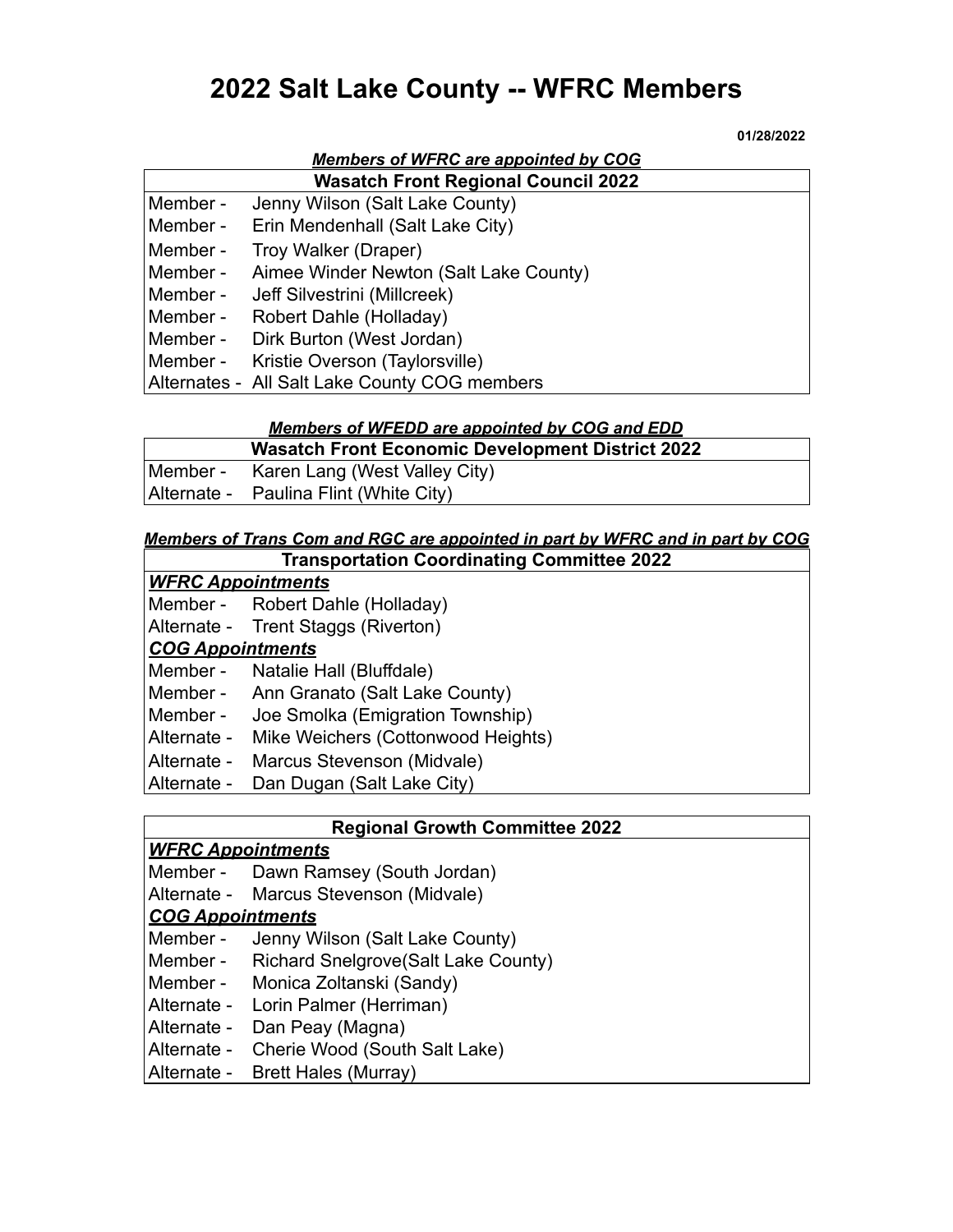# 2022 Salt Lake County -- WFRC Members

**01/28/2022**

***Members of WFRC are appointed by COG***

| Wasatch Front Regional Council 2022 | |
|---|---|
| Member - | Jenny Wilson (Salt Lake County) |
| Member - | Erin Mendenhall (Salt Lake City) |
| Member - | Troy Walker (Draper) |
| Member - | Aimee Winder Newton (Salt Lake County) |
| Member - | Jeff Silvestrini (Millcreek) |
| Member - | Robert Dahle (Holladay) |
| Member - | Dirk Burton (West Jordan) |
| Member - | Kristie Overson (Taylorsville) |
| Alternates - | All Salt Lake County COG members |

***Members of WFEDD are appointed by COG and EDD***

| Wasatch Front Economic Development District 2022 | |
|---|---|
| Member - | Karen Lang (West Valley City) |
| Alternate - | Paulina Flint (White City) |

***Members of Trans Com and RGC are appointed in part by WFRC and in part by COG***

| Transportation Coordinating Committee 2022 | |
|---|---|
| ***WFRC Appointments*** | |
| Member - | Robert Dahle (Holladay) |
| Alternate - | Trent Staggs (Riverton) |
| ***COG Appointments*** | |
| Member - | Natalie Hall (Bluffdale) |
| Member - | Ann Granato (Salt Lake County) |
| Member - | Joe Smolka (Emigration Township) |
| Alternate - | Mike Weichers (Cottonwood Heights) |
| Alternate - | Marcus Stevenson (Midvale) |
| Alternate - | Dan Dugan (Salt Lake City) |

| Regional Growth Committee 2022 | |
|---|---|
| ***WFRC Appointments*** | |
| Member - | Dawn Ramsey (South Jordan) |
| Alternate - | Marcus Stevenson (Midvale) |
| ***COG Appointments*** | |
| Member - | Jenny Wilson (Salt Lake County) |
| Member - | Richard Snelgrove(Salt Lake County) |
| Member - | Monica Zoltanski (Sandy) |
| Alternate - | Lorin Palmer (Herriman) |
| Alternate - | Dan Peay (Magna) |
| Alternate - | Cherie Wood (South Salt Lake) |
| Alternate - | Brett Hales (Murray) |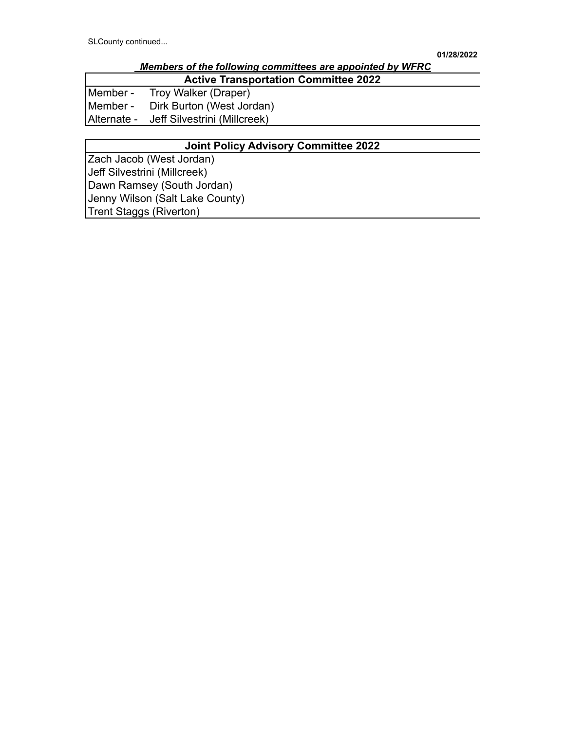SLCounty continued...

**01/28/2022**

***Members of the following committees are appointed by WFRC***

| **Active Transportation Committee 2022** | |
|---|---|
| Member - | Troy Walker (Draper) |
| Member - | Dirk Burton (West Jordan) |
| Alternate - | Jeff Silvestrini (Millcreek) |

| **Joint Policy Advisory Committee 2022** |
|---|
| Zach Jacob (West Jordan) |
| Jeff Silvestrini (Millcreek) |
| Dawn Ramsey (South Jordan) |
| Jenny Wilson (Salt Lake County) |
| Trent Staggs (Riverton) |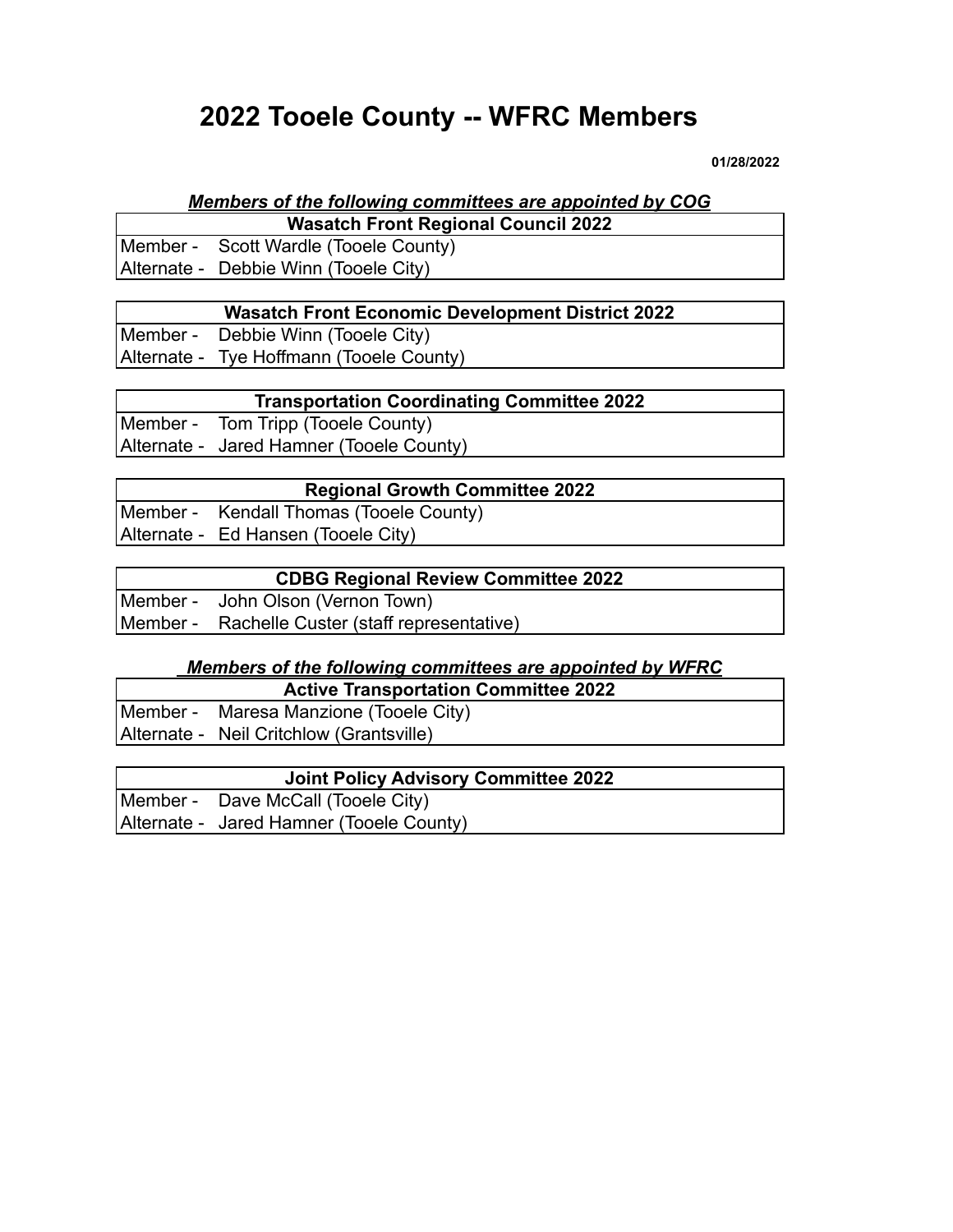# 2022 Tooele County -- WFRC Members

**01/28/2022**

***Members of the following committees are appointed by COG***

| Wasatch Front Regional Council 2022 | |
|---|---|
| Member - | Scott Wardle (Tooele County) |
| Alternate - | Debbie Winn (Tooele City) |

| Wasatch Front Economic Development District 2022 | |
|---|---|
| Member - | Debbie Winn (Tooele City) |
| Alternate - | Tye Hoffmann (Tooele County) |

| Transportation Coordinating Committee 2022 | |
|---|---|
| Member - | Tom Tripp (Tooele County) |
| Alternate - | Jared Hamner (Tooele County) |

| Regional Growth Committee 2022 | |
|---|---|
| Member - | Kendall Thomas (Tooele County) |
| Alternate - | Ed Hansen (Tooele City) |

| CDBG Regional Review Committee 2022 | |
|---|---|
| Member - | John Olson (Vernon Town) |
| Member - | Rachelle Custer (staff representative) |

***Members of the following committees are appointed by WFRC***

| Active Transportation Committee 2022 | |
|---|---|
| Member - | Maresa Manzione (Tooele City) |
| Alternate - | Neil Critchlow (Grantsville) |

| Joint Policy Advisory Committee 2022 | |
|---|---|
| Member - | Dave McCall (Tooele City) |
| Alternate - | Jared Hamner (Tooele County) |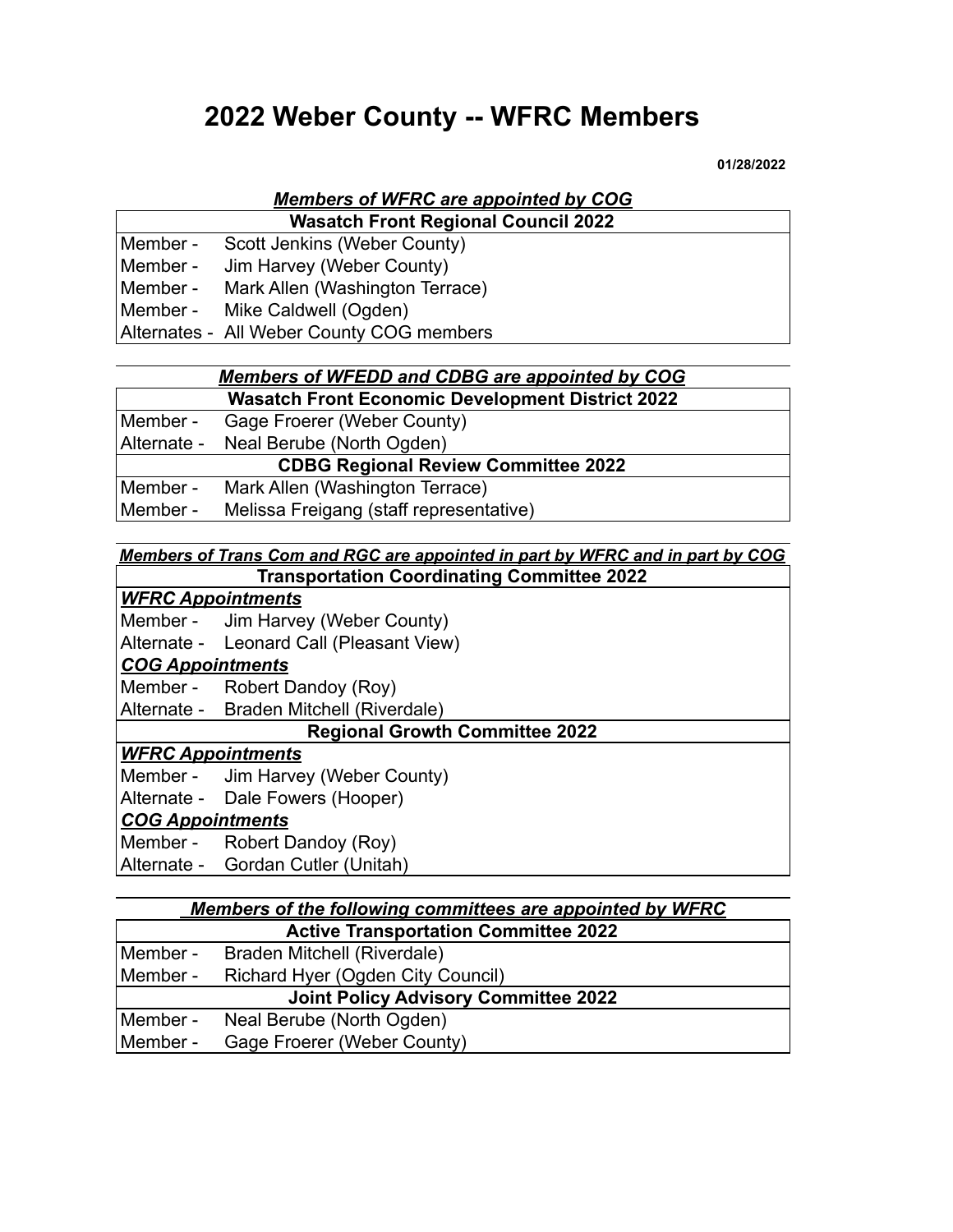# 2022 Weber County -- WFRC Members

**01/28/2022**

***Members of WFRC are appointed by COG***

| Wasatch Front Regional Council 2022 | |
|---|---|
| Member - | Scott Jenkins (Weber County) |
| Member - | Jim Harvey (Weber County) |
| Member - | Mark Allen (Washington Terrace) |
| Member - | Mike Caldwell (Ogden) |
| Alternates - | All Weber County COG members |

***Members of WFEDD and CDBG are appointed by COG***

| Wasatch Front Economic Development District 2022 | |
|---|---|
| Member - | Gage Froerer (Weber County) |
| Alternate - | Neal Berube (North Ogden) |
| **CDBG Regional Review Committee 2022** | |
| Member - | Mark Allen (Washington Terrace) |
| Member - | Melissa Freigang (staff representative) |

***Members of Trans Com and RGC are appointed in part by WFRC and in part by COG***

| Transportation Coordinating Committee 2022 | |
|---|---|
| ***WFRC Appointments*** | |
| Member - | Jim Harvey (Weber County) |
| Alternate - | Leonard Call (Pleasant View) |
| ***COG Appointments*** | |
| Member - | Robert Dandoy (Roy) |
| Alternate - | Braden Mitchell (Riverdale) |
| **Regional Growth Committee 2022** | |
| ***WFRC Appointments*** | |
| Member - | Jim Harvey (Weber County) |
| Alternate - | Dale Fowers (Hooper) |
| ***COG Appointments*** | |
| Member - | Robert Dandoy (Roy) |
| Alternate - | Gordan Cutler (Unitah) |

***Members of the following committees are appointed by WFRC***

| Active Transportation Committee 2022 | |
|---|---|
| Member - | Braden Mitchell (Riverdale) |
| Member - | Richard Hyer (Ogden City Council) |
| **Joint Policy Advisory Committee 2022** | |
| Member - | Neal Berube (North Ogden) |
| Member - | Gage Froerer (Weber County) |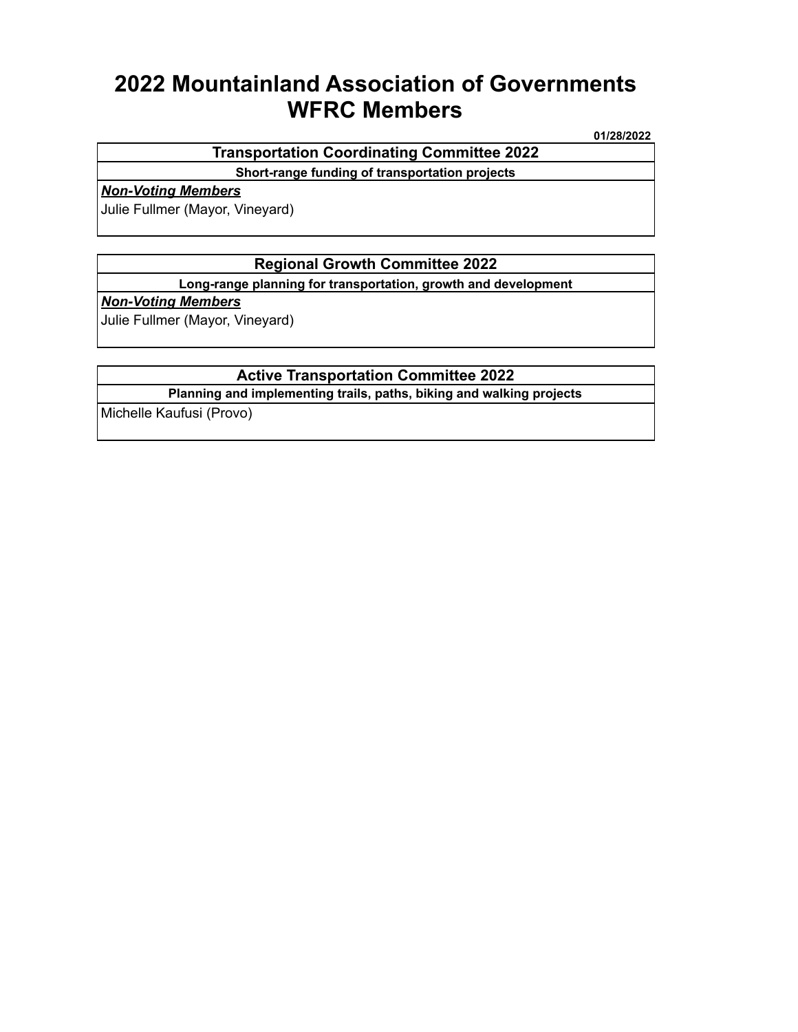# 2022 Mountainland Association of Governments WFRC Members

01/28/2022

| Transportation Coordinating Committee 2022 |
|---|
| **Short-range funding of transportation projects** |
| ***Non-Voting Members*** |
| Julie Fullmer (Mayor, Vineyard) |

| Regional Growth Committee 2022 |
|---|
| **Long-range planning for transportation, growth and development** |
| ***Non-Voting Members*** |
| Julie Fullmer (Mayor, Vineyard) |

| Active Transportation Committee 2022 |
|---|
| **Planning and implementing trails, paths, biking and walking projects** |
| Michelle Kaufusi (Provo) |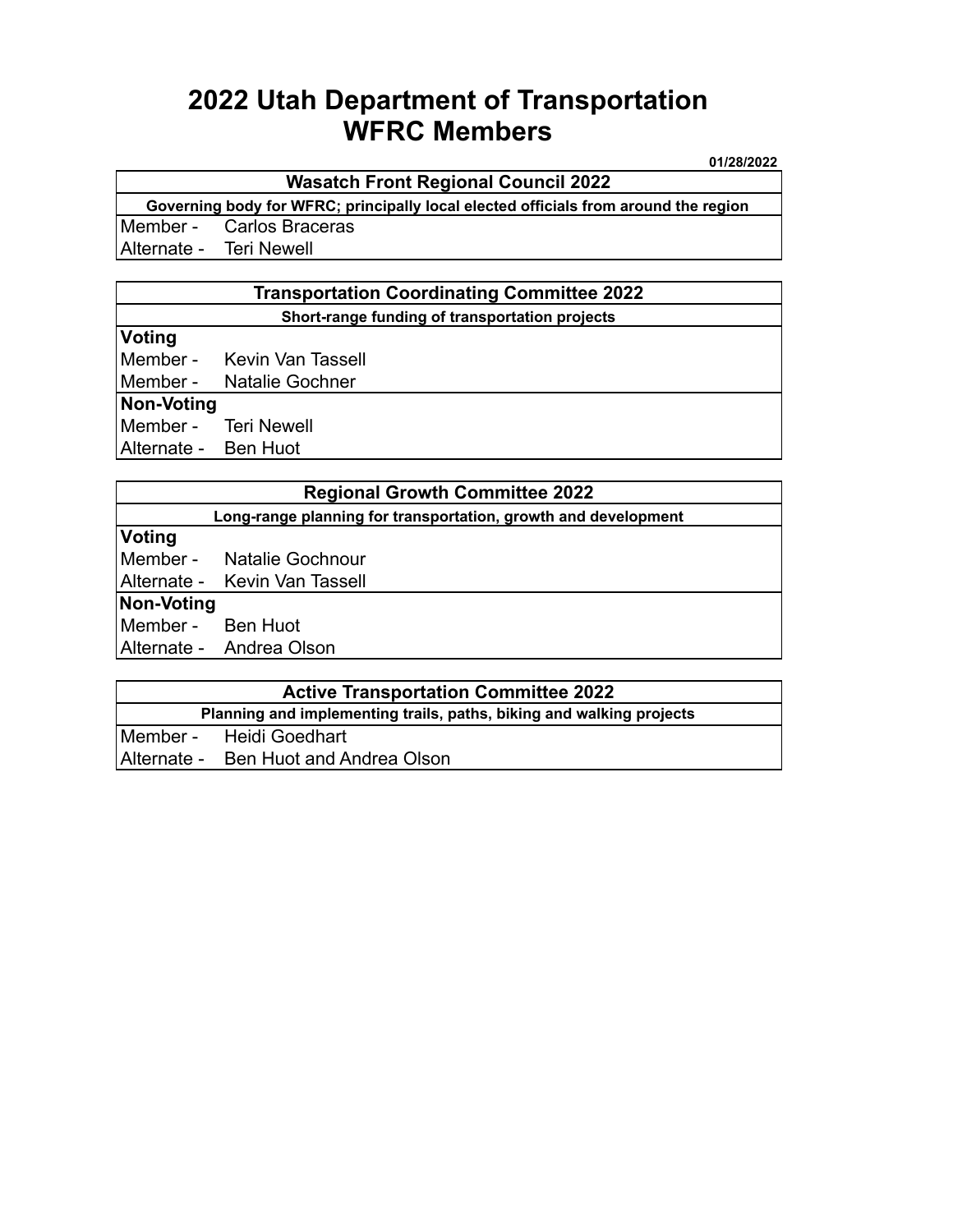# 2022 Utah Department of Transportation WFRC Members

01/28/2022

| Wasatch Front Regional Council 2022 | |
|---|---|
| **Governing body for WFRC; principally local elected officials from around the region** | |
| Member - | Carlos Braceras |
| Alternate - | Teri Newell |

| Transportation Coordinating Committee 2022 | |
|---|---|
| **Short-range funding of transportation projects** | |
| **Voting** | |
| Member - | Kevin Van Tassell |
| Member - | Natalie Gochner |
| **Non-Voting** | |
| Member - | Teri Newell |
| Alternate - | Ben Huot |

| Regional Growth Committee 2022 | |
|---|---|
| **Long-range planning for transportation, growth and development** | |
| **Voting** | |
| Member - | Natalie Gochnour |
| Alternate - | Kevin Van Tassell |
| **Non-Voting** | |
| Member - | Ben Huot |
| Alternate - | Andrea Olson |

| Active Transportation Committee 2022 | |
|---|---|
| **Planning and implementing trails, paths, biking and walking projects** | |
| Member - | Heidi Goedhart |
| Alternate - | Ben Huot and Andrea Olson |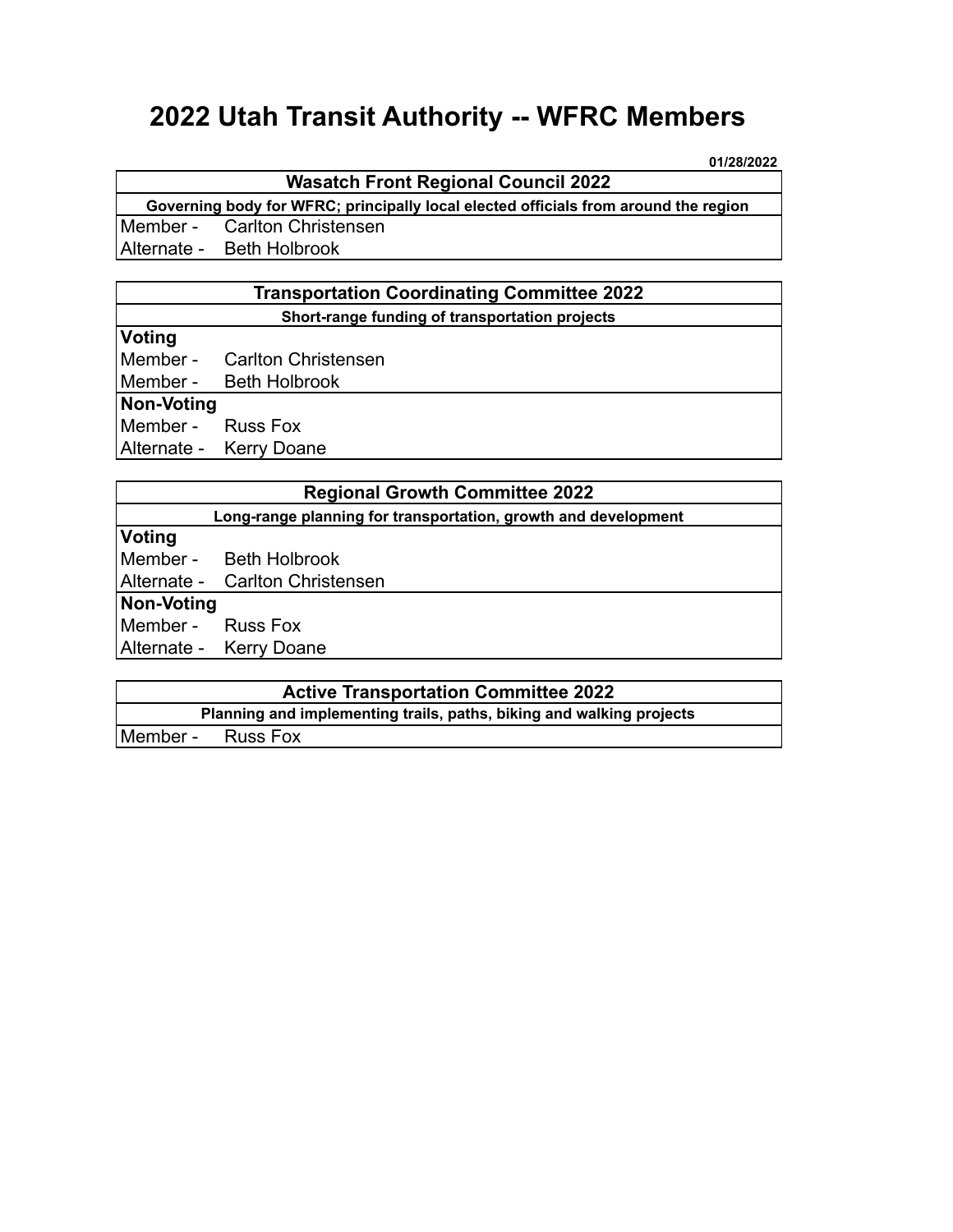# 2022 Utah Transit Authority -- WFRC Members

**01/28/2022**

| Wasatch Front Regional Council 2022 | |
|---|---|
| **Governing body for WFRC; principally local elected officials from around the region** | |
| Member - | Carlton Christensen |
| Alternate - | Beth Holbrook |

| Transportation Coordinating Committee 2022 | |
|---|---|
| **Short-range funding of transportation projects** | |
| **Voting** | |
| Member - | Carlton Christensen |
| Member - | Beth Holbrook |
| **Non-Voting** | |
| Member - | Russ Fox |
| Alternate - | Kerry Doane |

| Regional Growth Committee 2022 | |
|---|---|
| **Long-range planning for transportation, growth and development** | |
| **Voting** | |
| Member - | Beth Holbrook |
| Alternate - | Carlton Christensen |
| **Non-Voting** | |
| Member - | Russ Fox |
| Alternate - | Kerry Doane |

| Active Transportation Committee 2022 | |
|---|---|
| **Planning and implementing trails, paths, biking and walking projects** | |
| Member - | Russ Fox |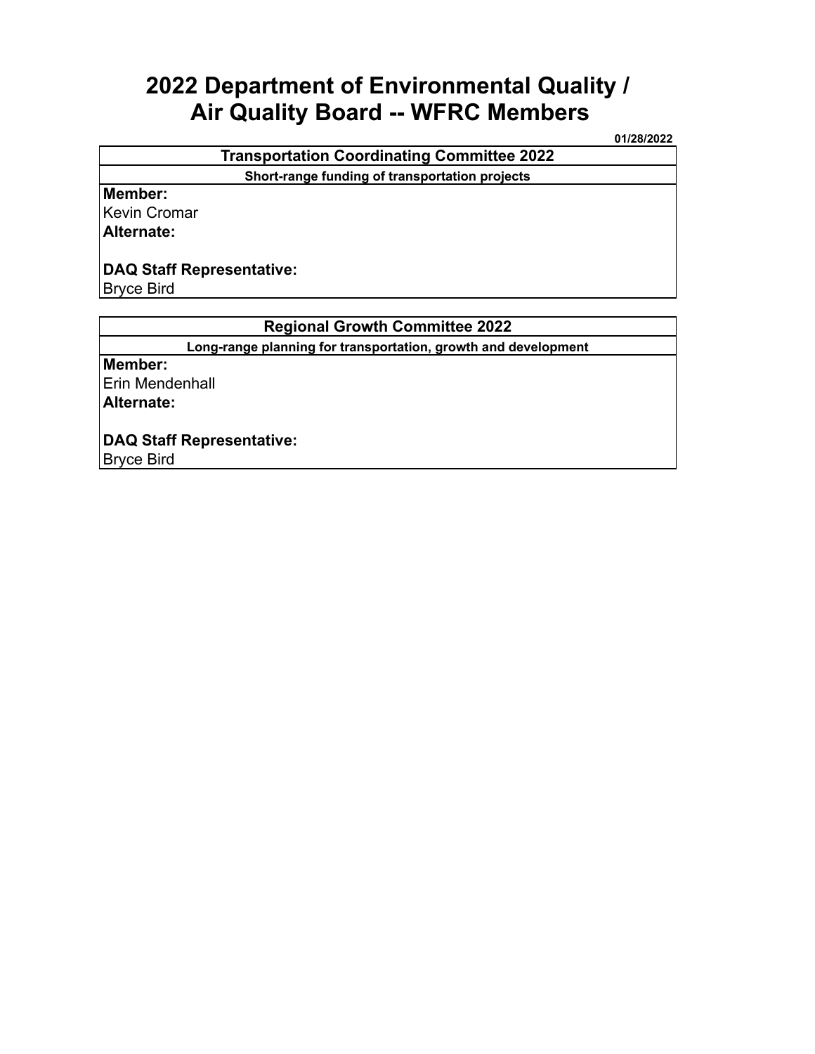# 2022 Department of Environmental Quality / Air Quality Board -- WFRC Members

01/28/2022

| Transportation Coordinating Committee 2022 |
| --- |
| **Short-range funding of transportation projects** |
| **Member:** |
| Kevin Cromar |
| **Alternate:** |
| |
| **DAQ Staff Representative:** |
| Bryce Bird |

| Regional Growth Committee 2022 |
| --- |
| **Long-range planning for transportation, growth and development** |
| **Member:** |
| Erin Mendenhall |
| **Alternate:** |
| |
| **DAQ Staff Representative:** |
| Bryce Bird |